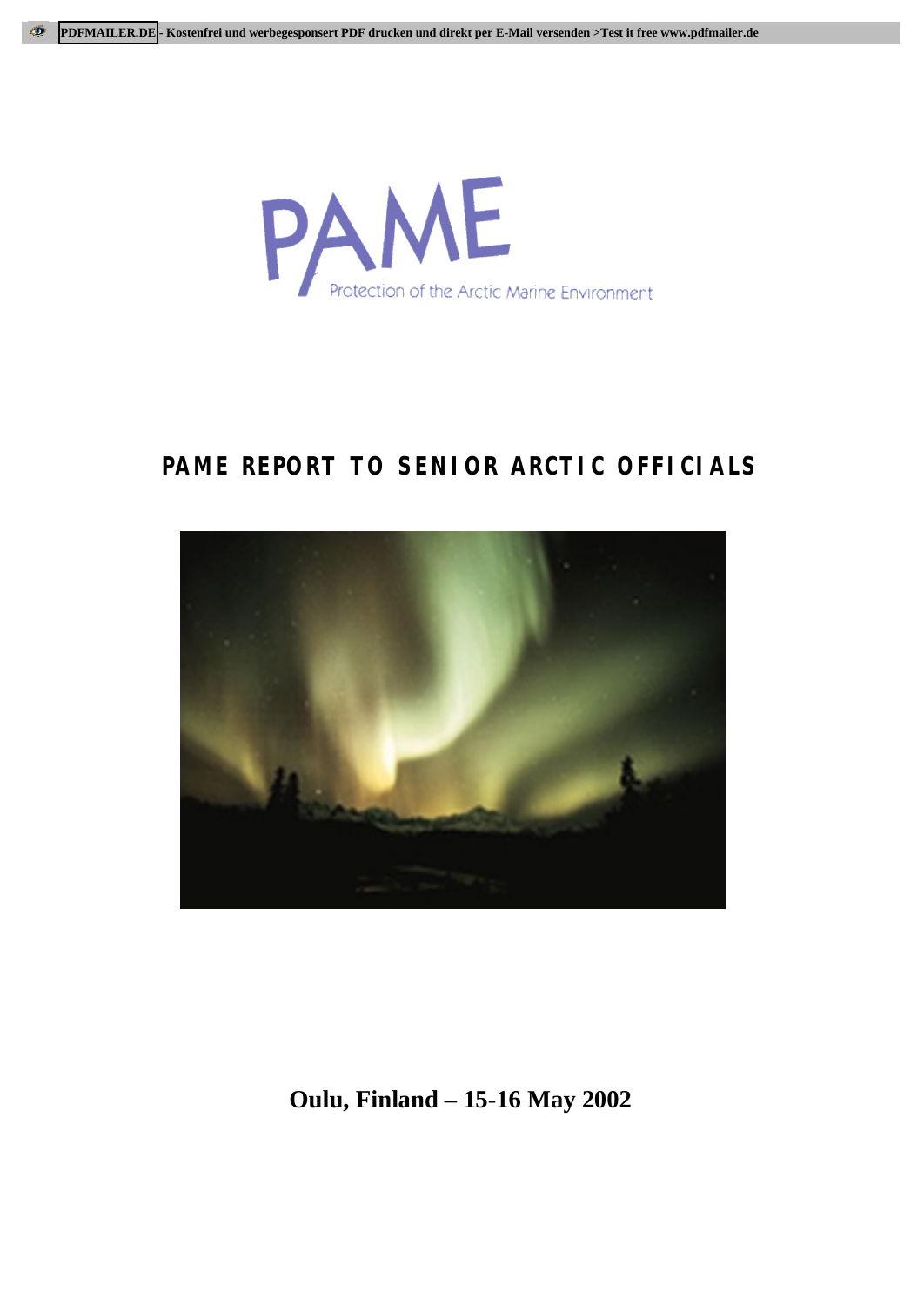PDFMAILER.DE - Kostenfrei und werbegesponsert PDF drucken und direkt per E-Mail versenden >Test it free www.pdfmailer.de

PAME

Protection of the Arctic Marine Environment

# PAME REPORT TO SENIOR ARCTIC OFFICIALS

**Oulu, Finland – 15-16 May 2002**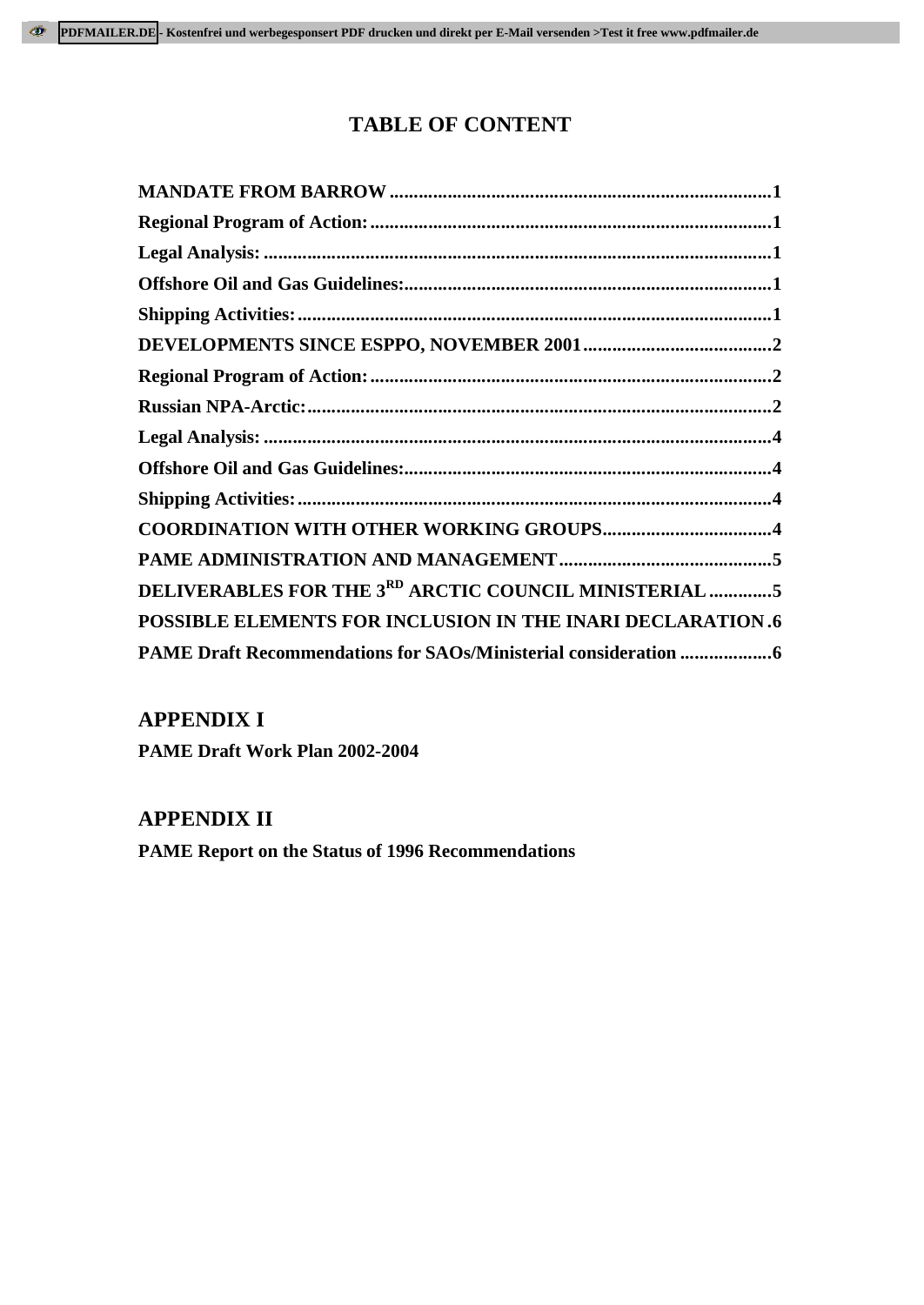# TABLE OF CONTENT

**MANDATE FROM BARROW** .......... 1
**Regional Program of Action:** .......... 1
**Legal Analysis:** .......... 1
**Offshore Oil and Gas Guidelines:** .......... 1
**Shipping Activities:** .......... 1
**DEVELOPMENTS SINCE ESPPO, NOVEMBER 2001** .......... 2
**Regional Program of Action:** .......... 2
**Russian NPA-Arctic:** .......... 2
**Legal Analysis:** .......... 4
**Offshore Oil and Gas Guidelines:** .......... 4
**Shipping Activities:** .......... 4
**COORDINATION WITH OTHER WORKING GROUPS** .......... 4
**PAME ADMINISTRATION AND MANAGEMENT** .......... 5
**DELIVERABLES FOR THE 3RD ARCTIC COUNCIL MINISTERIAL** .......... 5
**POSSIBLE ELEMENTS FOR INCLUSION IN THE INARI DECLARATION** .......... 6
**PAME Draft Recommendations for SAOs/Ministerial consideration** .......... 6

## APPENDIX I

**PAME Draft Work Plan 2002-2004**

## APPENDIX II

**PAME Report on the Status of 1996 Recommendations**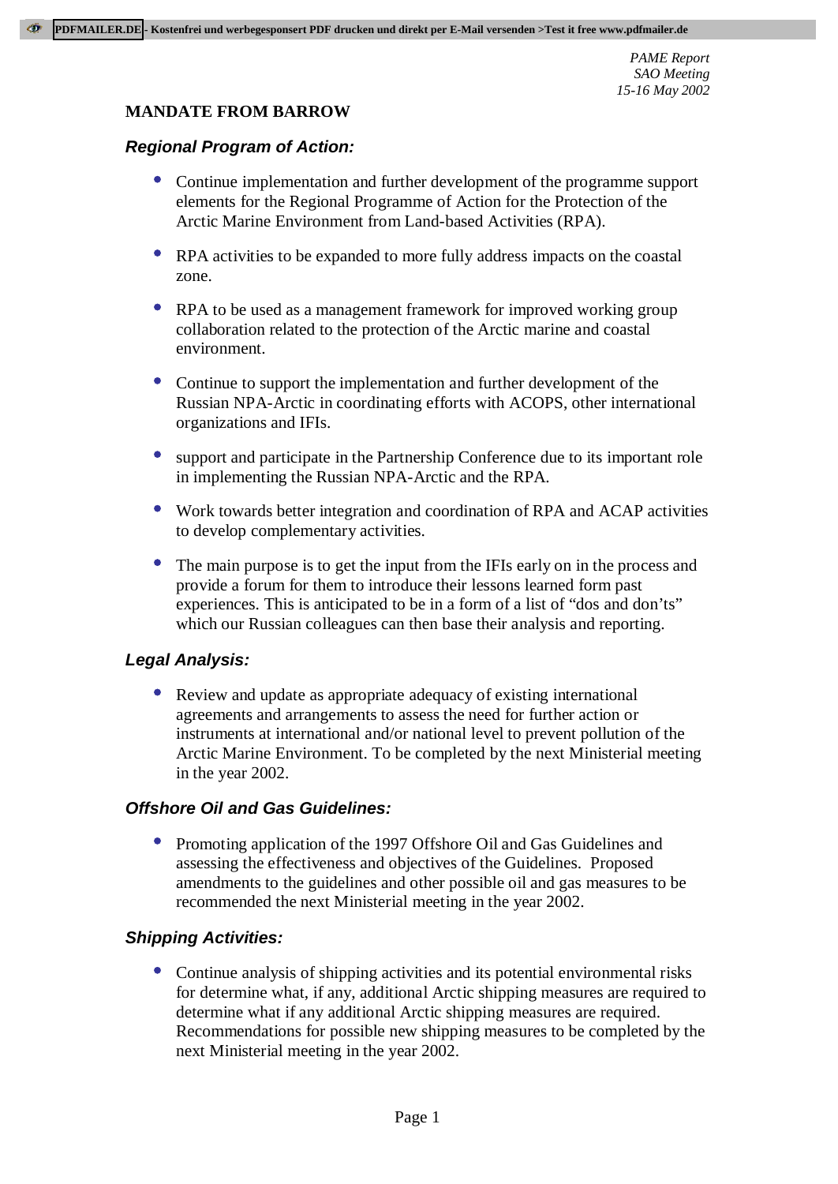*PAME Report*
*SAO Meeting*
*15-16 May 2002*

## MANDATE FROM BARROW

### *Regional Program of Action:*

- Continue implementation and further development of the programme support elements for the Regional Programme of Action for the Protection of the Arctic Marine Environment from Land-based Activities (RPA).
- RPA activities to be expanded to more fully address impacts on the coastal zone.
- RPA to be used as a management framework for improved working group collaboration related to the protection of the Arctic marine and coastal environment.
- Continue to support the implementation and further development of the Russian NPA-Arctic in coordinating efforts with ACOPS, other international organizations and IFIs.
- support and participate in the Partnership Conference due to its important role in implementing the Russian NPA-Arctic and the RPA.
- Work towards better integration and coordination of RPA and ACAP activities to develop complementary activities.
- The main purpose is to get the input from the IFIs early on in the process and provide a forum for them to introduce their lessons learned form past experiences. This is anticipated to be in a form of a list of “dos and don’ts” which our Russian colleagues can then base their analysis and reporting.

### *Legal Analysis:*

- Review and update as appropriate adequacy of existing international agreements and arrangements to assess the need for further action or instruments at international and/or national level to prevent pollution of the Arctic Marine Environment. To be completed by the next Ministerial meeting in the year 2002.

### *Offshore Oil and Gas Guidelines:*

- Promoting application of the 1997 Offshore Oil and Gas Guidelines and assessing the effectiveness and objectives of the Guidelines. Proposed amendments to the guidelines and other possible oil and gas measures to be recommended the next Ministerial meeting in the year 2002.

### *Shipping Activities:*

- Continue analysis of shipping activities and its potential environmental risks for determine what, if any, additional Arctic shipping measures are required to determine what if any additional Arctic shipping measures are required. Recommendations for possible new shipping measures to be completed by the next Ministerial meeting in the year 2002.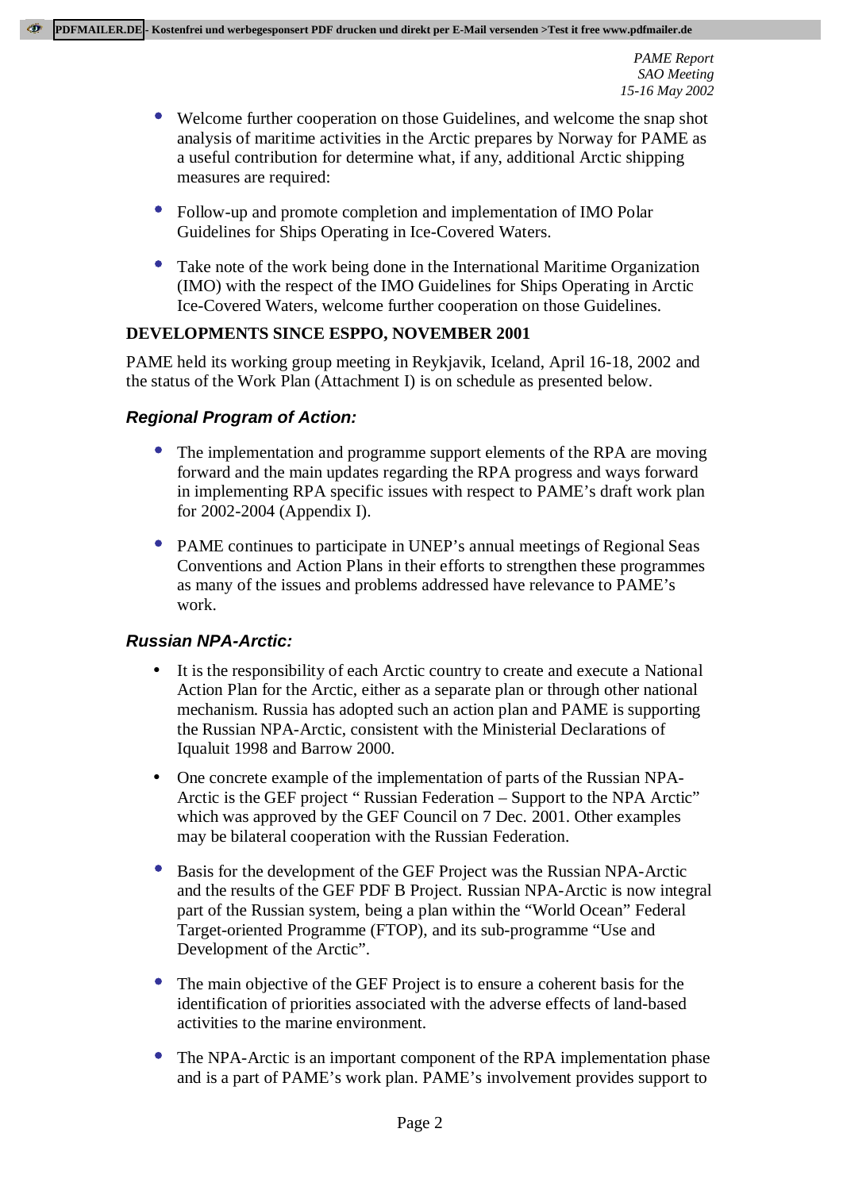- Welcome further cooperation on those Guidelines, and welcome the snap shot analysis of maritime activities in the Arctic prepares by Norway for PAME as a useful contribution for determine what, if any, additional Arctic shipping measures are required:

- Follow-up and promote completion and implementation of IMO Polar Guidelines for Ships Operating in Ice-Covered Waters.

- Take note of the work being done in the International Maritime Organization (IMO) with the respect of the IMO Guidelines for Ships Operating in Arctic Ice-Covered Waters, welcome further cooperation on those Guidelines.

**DEVELOPMENTS SINCE ESPPO, NOVEMBER 2001**

PAME held its working group meeting in Reykjavik, Iceland, April 16-18, 2002 and the status of the Work Plan (Attachment I) is on schedule as presented below.

### *Regional Program of Action:*

- The implementation and programme support elements of the RPA are moving forward and the main updates regarding the RPA progress and ways forward in implementing RPA specific issues with respect to PAME's draft work plan for 2002-2004 (Appendix I).

- PAME continues to participate in UNEP's annual meetings of Regional Seas Conventions and Action Plans in their efforts to strengthen these programmes as many of the issues and problems addressed have relevance to PAME's work.

### *Russian NPA-Arctic:*

- It is the responsibility of each Arctic country to create and execute a National Action Plan for the Arctic, either as a separate plan or through other national mechanism. Russia has adopted such an action plan and PAME is supporting the Russian NPA-Arctic, consistent with the Ministerial Declarations of Iqualuit 1998 and Barrow 2000.

- One concrete example of the implementation of parts of the Russian NPA-Arctic is the GEF project " Russian Federation – Support to the NPA Arctic" which was approved by the GEF Council on 7 Dec. 2001. Other examples may be bilateral cooperation with the Russian Federation.

- Basis for the development of the GEF Project was the Russian NPA-Arctic and the results of the GEF PDF B Project. Russian NPA-Arctic is now integral part of the Russian system, being a plan within the "World Ocean" Federal Target-oriented Programme (FTOP), and its sub-programme "Use and Development of the Arctic".

- The main objective of the GEF Project is to ensure a coherent basis for the identification of priorities associated with the adverse effects of land-based activities to the marine environment.

- The NPA-Arctic is an important component of the RPA implementation phase and is a part of PAME's work plan. PAME's involvement provides support to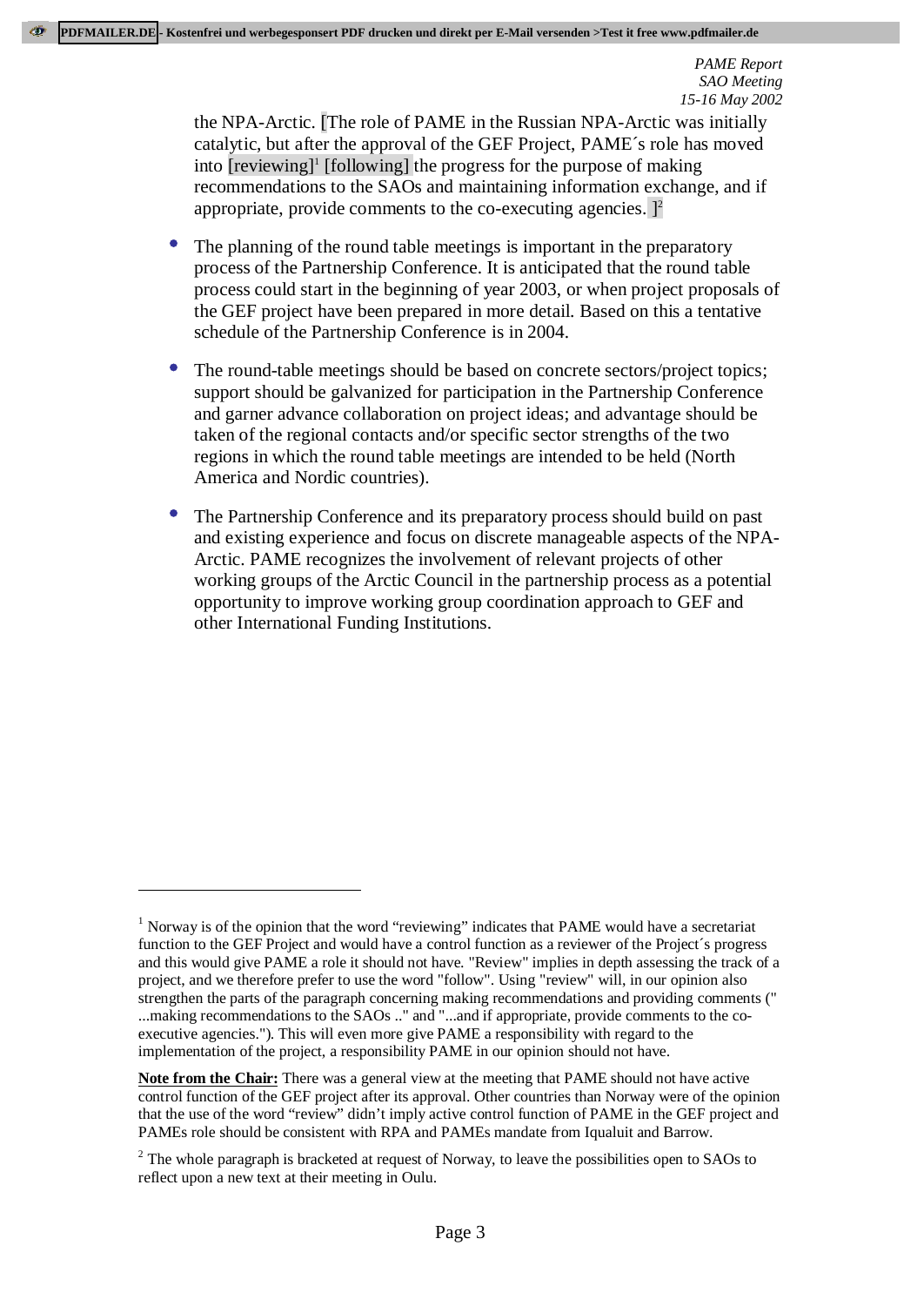the NPA-Arctic. [The role of PAME in the Russian NPA-Arctic was initially catalytic, but after the approval of the GEF Project, PAME´s role has moved into [reviewing][1] [following] the progress for the purpose of making recommendations to the SAOs and maintaining information exchange, and if appropriate, provide comments to the co-executing agencies. ][2]

- The planning of the round table meetings is important in the preparatory process of the Partnership Conference. It is anticipated that the round table process could start in the beginning of year 2003, or when project proposals of the GEF project have been prepared in more detail. Based on this a tentative schedule of the Partnership Conference is in 2004.
- The round-table meetings should be based on concrete sectors/project topics; support should be galvanized for participation in the Partnership Conference and garner advance collaboration on project ideas; and advantage should be taken of the regional contacts and/or specific sector strengths of the two regions in which the round table meetings are intended to be held (North America and Nordic countries).
- The Partnership Conference and its preparatory process should build on past and existing experience and focus on discrete manageable aspects of the NPA-Arctic. PAME recognizes the involvement of relevant projects of other working groups of the Arctic Council in the partnership process as a potential opportunity to improve working group coordination approach to GEF and other International Funding Institutions.

---

[1] Norway is of the opinion that the word "reviewing" indicates that PAME would have a secretariat function to the GEF Project and would have a control function as a reviewer of the Project´s progress and this would give PAME a role it should not have. "Review" implies in depth assessing the track of a project, and we therefore prefer to use the word "follow". Using "review" will, in our opinion also strengthen the parts of the paragraph concerning making recommendations and providing comments (" ...making recommendations to the SAOs .." and "...and if appropriate, provide comments to the co-executive agencies."). This will even more give PAME a responsibility with regard to the implementation of the project, a responsibility PAME in our opinion should not have.

**Note from the Chair:** There was a general view at the meeting that PAME should not have active control function of the GEF project after its approval. Other countries than Norway were of the opinion that the use of the word "review" didn't imply active control function of PAME in the GEF project and PAMEs role should be consistent with RPA and PAMEs mandate from Iqualuit and Barrow.

[2] The whole paragraph is bracketed at request of Norway, to leave the possibilities open to SAOs to reflect upon a new text at their meeting in Oulu.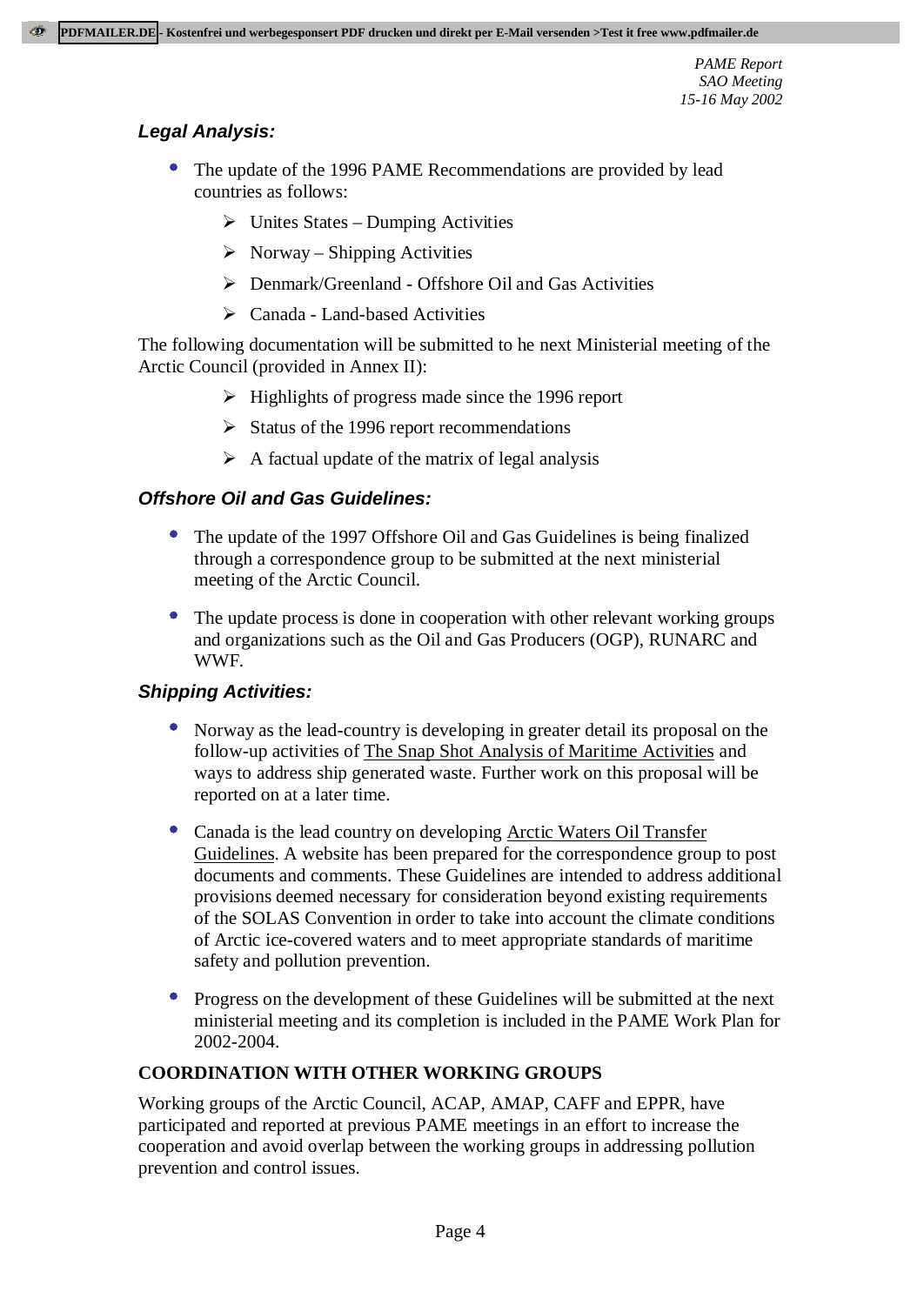### *Legal Analysis:*

- The update of the 1996 PAME Recommendations are provided by lead countries as follows:
  - Unites States – Dumping Activities
  - Norway – Shipping Activities
  - Denmark/Greenland - Offshore Oil and Gas Activities
  - Canada - Land-based Activities

The following documentation will be submitted to he next Ministerial meeting of the Arctic Council (provided in Annex II):

- Highlights of progress made since the 1996 report
- Status of the 1996 report recommendations
- A factual update of the matrix of legal analysis

### *Offshore Oil and Gas Guidelines:*

- The update of the 1997 Offshore Oil and Gas Guidelines is being finalized through a correspondence group to be submitted at the next ministerial meeting of the Arctic Council.
- The update process is done in cooperation with other relevant working groups and organizations such as the Oil and Gas Producers (OGP), RUNARC and WWF.

### *Shipping Activities:*

- Norway as the lead-country is developing in greater detail its proposal on the follow-up activities of The Snap Shot Analysis of Maritime Activities and ways to address ship generated waste. Further work on this proposal will be reported on at a later time.
- Canada is the lead country on developing Arctic Waters Oil Transfer Guidelines. A website has been prepared for the correspondence group to post documents and comments. These Guidelines are intended to address additional provisions deemed necessary for consideration beyond existing requirements of the SOLAS Convention in order to take into account the climate conditions of Arctic ice-covered waters and to meet appropriate standards of maritime safety and pollution prevention.
- Progress on the development of these Guidelines will be submitted at the next ministerial meeting and its completion is included in the PAME Work Plan for 2002-2004.

## COORDINATION WITH OTHER WORKING GROUPS

Working groups of the Arctic Council, ACAP, AMAP, CAFF and EPPR, have participated and reported at previous PAME meetings in an effort to increase the cooperation and avoid overlap between the working groups in addressing pollution prevention and control issues.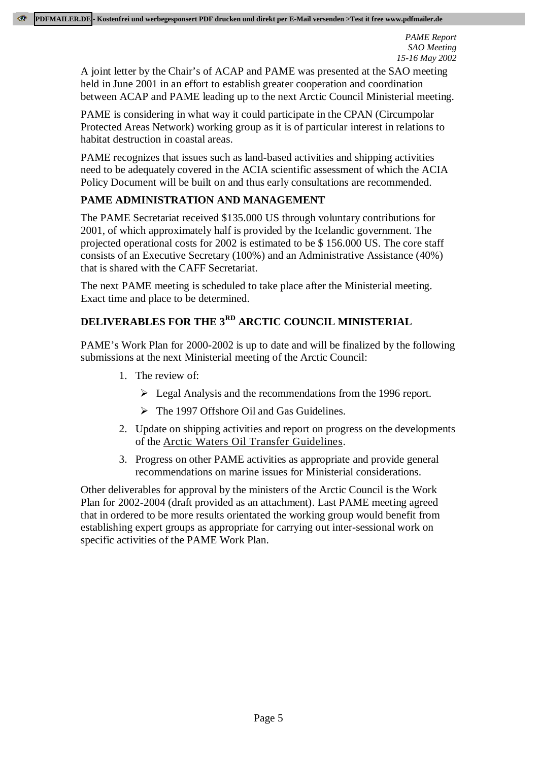A joint letter by the Chair's of ACAP and PAME was presented at the SAO meeting held in June 2001 in an effort to establish greater cooperation and coordination between ACAP and PAME leading up to the next Arctic Council Ministerial meeting.

PAME is considering in what way it could participate in the CPAN (Circumpolar Protected Areas Network) working group as it is of particular interest in relations to habitat destruction in coastal areas.

PAME recognizes that issues such as land-based activities and shipping activities need to be adequately covered in the ACIA scientific assessment of which the ACIA Policy Document will be built on and thus early consultations are recommended.

## PAME ADMINISTRATION AND MANAGEMENT

The PAME Secretariat received $135.000 US through voluntary contributions for 2001, of which approximately half is provided by the Icelandic government. The projected operational costs for 2002 is estimated to be $ 156.000 US. The core staff consists of an Executive Secretary (100%) and an Administrative Assistance (40%) that is shared with the CAFF Secretariat.

The next PAME meeting is scheduled to take place after the Ministerial meeting. Exact time and place to be determined.

## DELIVERABLES FOR THE 3RD ARCTIC COUNCIL MINISTERIAL

PAME's Work Plan for 2000-2002 is up to date and will be finalized by the following submissions at the next Ministerial meeting of the Arctic Council:

1. The review of:
   - Legal Analysis and the recommendations from the 1996 report.
   - The 1997 Offshore Oil and Gas Guidelines.
2. Update on shipping activities and report on progress on the developments of the Arctic Waters Oil Transfer Guidelines.
3. Progress on other PAME activities as appropriate and provide general recommendations on marine issues for Ministerial considerations.

Other deliverables for approval by the ministers of the Arctic Council is the Work Plan for 2002-2004 (draft provided as an attachment). Last PAME meeting agreed that in ordered to be more results orientated the working group would benefit from establishing expert groups as appropriate for carrying out inter-sessional work on specific activities of the PAME Work Plan.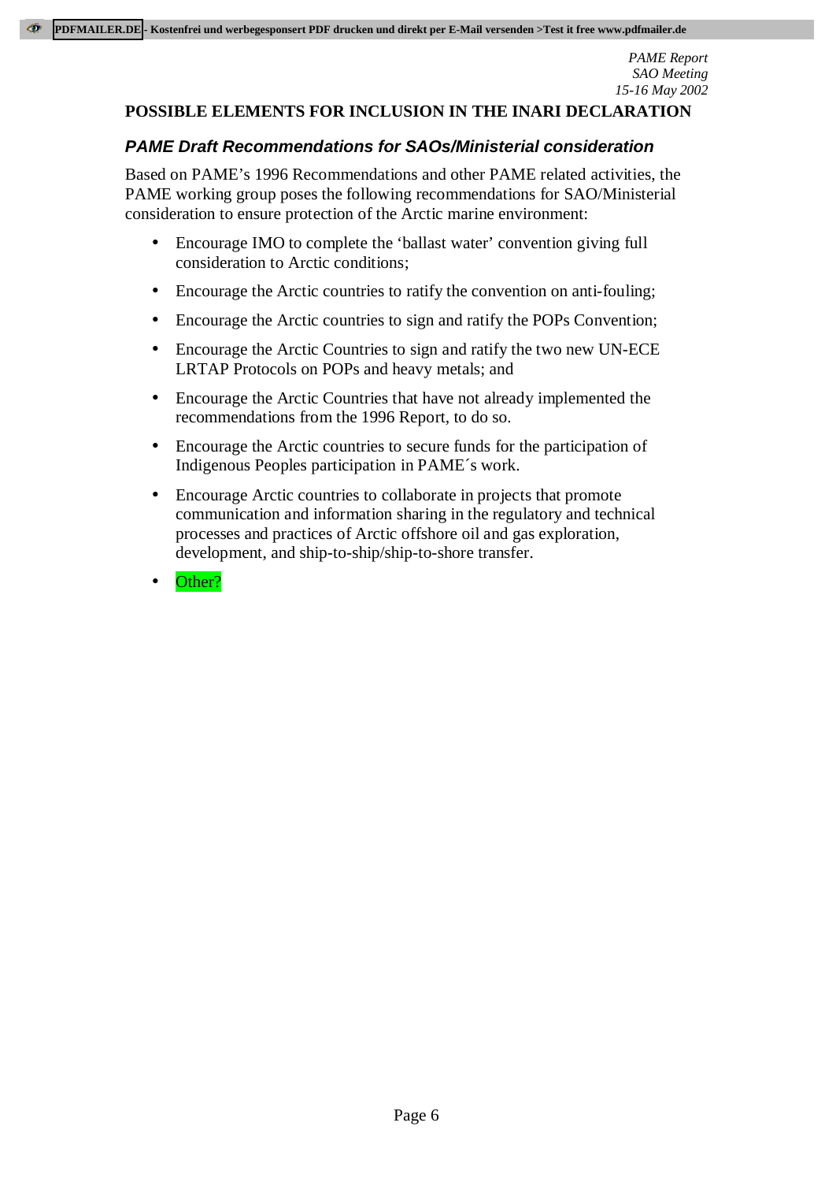## POSSIBLE ELEMENTS FOR INCLUSION IN THE INARI DECLARATION

### *PAME Draft Recommendations for SAOs/Ministerial consideration*

Based on PAME's 1996 Recommendations and other PAME related activities, the PAME working group poses the following recommendations for SAO/Ministerial consideration to ensure protection of the Arctic marine environment:

- Encourage IMO to complete the 'ballast water' convention giving full consideration to Arctic conditions;
- Encourage the Arctic countries to ratify the convention on anti-fouling;
- Encourage the Arctic countries to sign and ratify the POPs Convention;
- Encourage the Arctic Countries to sign and ratify the two new UN-ECE LRTAP Protocols on POPs and heavy metals; and
- Encourage the Arctic Countries that have not already implemented the recommendations from the 1996 Report, to do so.
- Encourage the Arctic countries to secure funds for the participation of Indigenous Peoples participation in PAME´s work.
- Encourage Arctic countries to collaborate in projects that promote communication and information sharing in the regulatory and technical processes and practices of Arctic offshore oil and gas exploration, development, and ship-to-ship/ship-to-shore transfer.
- Other?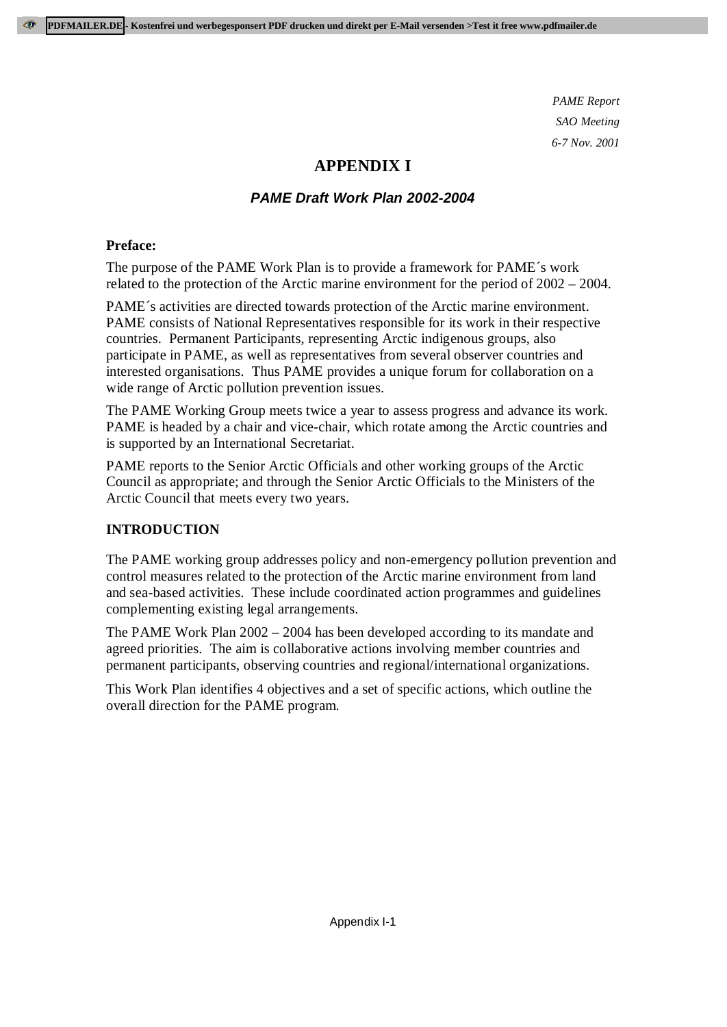*PAME Report*
*SAO Meeting*
*6-7 Nov. 2001*

# APPENDIX I

## *PAME Draft Work Plan 2002-2004*

**Preface:**

The purpose of the PAME Work Plan is to provide a framework for PAME´s work related to the protection of the Arctic marine environment for the period of 2002 – 2004.

PAME´s activities are directed towards protection of the Arctic marine environment. PAME consists of National Representatives responsible for its work in their respective countries. Permanent Participants, representing Arctic indigenous groups, also participate in PAME, as well as representatives from several observer countries and interested organisations. Thus PAME provides a unique forum for collaboration on a wide range of Arctic pollution prevention issues.

The PAME Working Group meets twice a year to assess progress and advance its work. PAME is headed by a chair and vice-chair, which rotate among the Arctic countries and is supported by an International Secretariat.

PAME reports to the Senior Arctic Officials and other working groups of the Arctic Council as appropriate; and through the Senior Arctic Officials to the Ministers of the Arctic Council that meets every two years.

**INTRODUCTION**

The PAME working group addresses policy and non-emergency pollution prevention and control measures related to the protection of the Arctic marine environment from land and sea-based activities. These include coordinated action programmes and guidelines complementing existing legal arrangements.

The PAME Work Plan 2002 – 2004 has been developed according to its mandate and agreed priorities. The aim is collaborative actions involving member countries and permanent participants, observing countries and regional/international organizations.

This Work Plan identifies 4 objectives and a set of specific actions, which outline the overall direction for the PAME program.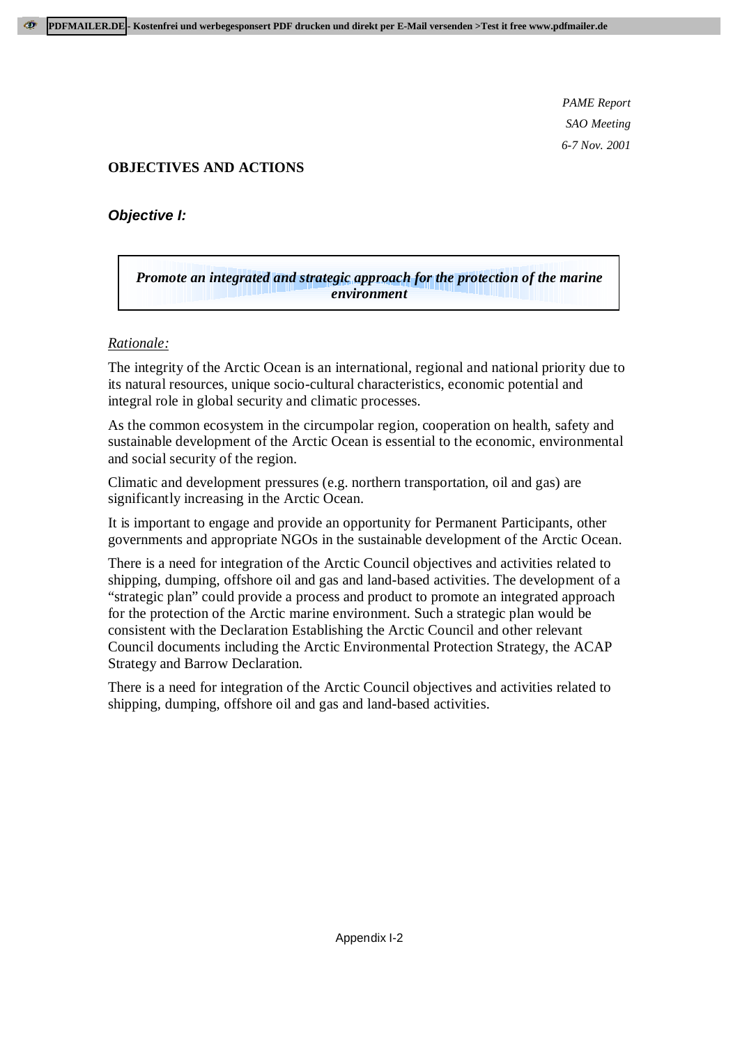## OBJECTIVES AND ACTIONS

### *Objective I:*

***Promote an integrated and strategic approach for the protection of the marine environment***

*Rationale:*

The integrity of the Arctic Ocean is an international, regional and national priority due to its natural resources, unique socio-cultural characteristics, economic potential and integral role in global security and climatic processes.

As the common ecosystem in the circumpolar region, cooperation on health, safety and sustainable development of the Arctic Ocean is essential to the economic, environmental and social security of the region.

Climatic and development pressures (e.g. northern transportation, oil and gas) are significantly increasing in the Arctic Ocean.

It is important to engage and provide an opportunity for Permanent Participants, other governments and appropriate NGOs in the sustainable development of the Arctic Ocean.

There is a need for integration of the Arctic Council objectives and activities related to shipping, dumping, offshore oil and gas and land-based activities. The development of a "strategic plan" could provide a process and product to promote an integrated approach for the protection of the Arctic marine environment. Such a strategic plan would be consistent with the Declaration Establishing the Arctic Council and other relevant Council documents including the Arctic Environmental Protection Strategy, the ACAP Strategy and Barrow Declaration.

There is a need for integration of the Arctic Council objectives and activities related to shipping, dumping, offshore oil and gas and land-based activities.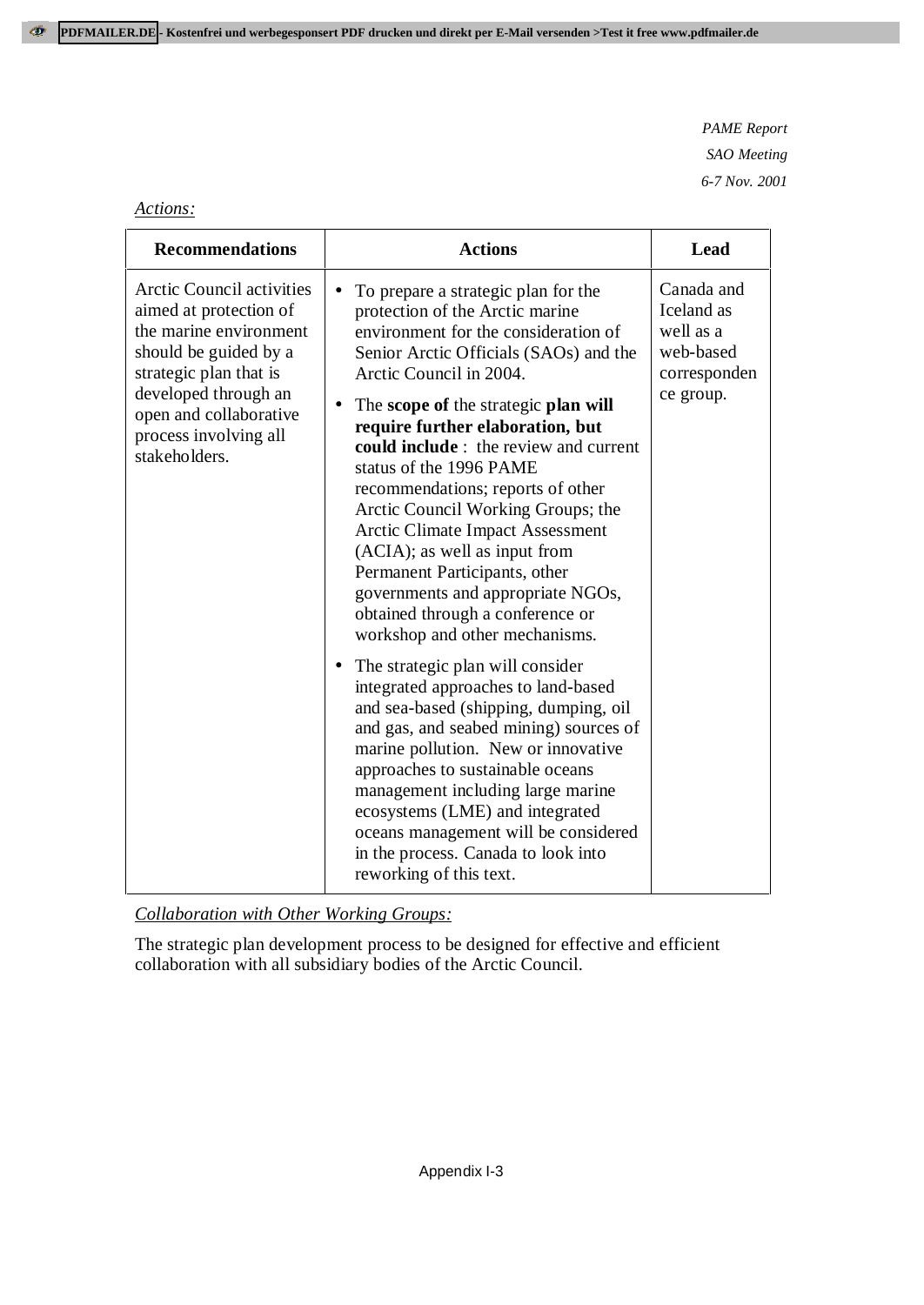*Actions:*

| Recommendations | Actions | Lead |
|---|---|---|
| Arctic Council activities aimed at protection of the marine environment should be guided by a strategic plan that is developed through an open and collaborative process involving all stakeholders. | • To prepare a strategic plan for the protection of the Arctic marine environment for the consideration of Senior Arctic Officials (SAOs) and the Arctic Council in 2004.<br>• The **scope of** the strategic **plan will require further elaboration, but could include** : the review and current status of the 1996 PAME recommendations; reports of other Arctic Council Working Groups; the Arctic Climate Impact Assessment (ACIA); as well as input from Permanent Participants, other governments and appropriate NGOs, obtained through a conference or workshop and other mechanisms.<br>• The strategic plan will consider integrated approaches to land-based and sea-based (shipping, dumping, oil and gas, and seabed mining) sources of marine pollution. New or innovative approaches to sustainable oceans management including large marine ecosystems (LME) and integrated oceans management will be considered in the process. Canada to look into reworking of this text. | Canada and Iceland as well as a web-based correspondence group. |

*Collaboration with Other Working Groups:*

The strategic plan development process to be designed for effective and efficient collaboration with all subsidiary bodies of the Arctic Council.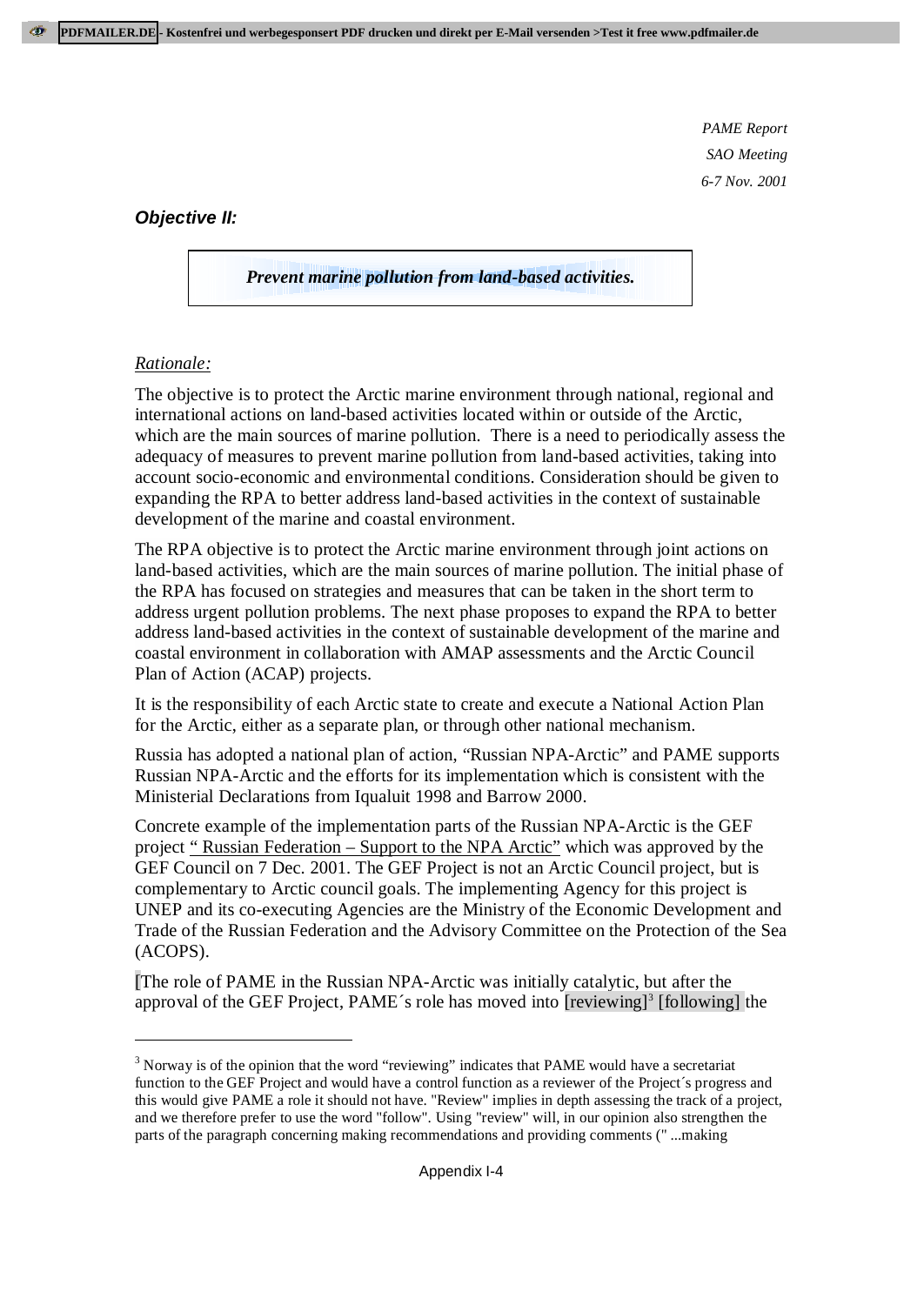### *Objective II:*

***Prevent marine pollution from land-based activities.***

<u>*Rationale:*</u>

The objective is to protect the Arctic marine environment through national, regional and international actions on land-based activities located within or outside of the Arctic, which are the main sources of marine pollution. There is a need to periodically assess the adequacy of measures to prevent marine pollution from land-based activities, taking into account socio-economic and environmental conditions. Consideration should be given to expanding the RPA to better address land-based activities in the context of sustainable development of the marine and coastal environment.

The RPA objective is to protect the Arctic marine environment through joint actions on land-based activities, which are the main sources of marine pollution. The initial phase of the RPA has focused on strategies and measures that can be taken in the short term to address urgent pollution problems. The next phase proposes to expand the RPA to better address land-based activities in the context of sustainable development of the marine and coastal environment in collaboration with AMAP assessments and the Arctic Council Plan of Action (ACAP) projects.

It is the responsibility of each Arctic state to create and execute a National Action Plan for the Arctic, either as a separate plan, or through other national mechanism.

Russia has adopted a national plan of action, "Russian NPA-Arctic" and PAME supports Russian NPA-Arctic and the efforts for its implementation which is consistent with the Ministerial Declarations from Iqualuit 1998 and Barrow 2000.

Concrete example of the implementation parts of the Russian NPA-Arctic is the GEF project <u>" Russian Federation – Support to the NPA Arctic"</u> which was approved by the GEF Council on 7 Dec. 2001. The GEF Project is not an Arctic Council project, but is complementary to Arctic council goals. The implementing Agency for this project is UNEP and its co-executing Agencies are the Ministry of the Economic Development and Trade of the Russian Federation and the Advisory Committee on the Protection of the Sea (ACOPS).

[The role of PAME in the Russian NPA-Arctic was initially catalytic, but after the approval of the GEF Project, PAME´s role has moved into [reviewing][3] [following] the

---

[3] Norway is of the opinion that the word "reviewing" indicates that PAME would have a secretariat function to the GEF Project and would have a control function as a reviewer of the Project´s progress and this would give PAME a role it should not have. "Review" implies in depth assessing the track of a project, and we therefore prefer to use the word "follow". Using "review" will, in our opinion also strengthen the parts of the paragraph concerning making recommendations and providing comments (" ...making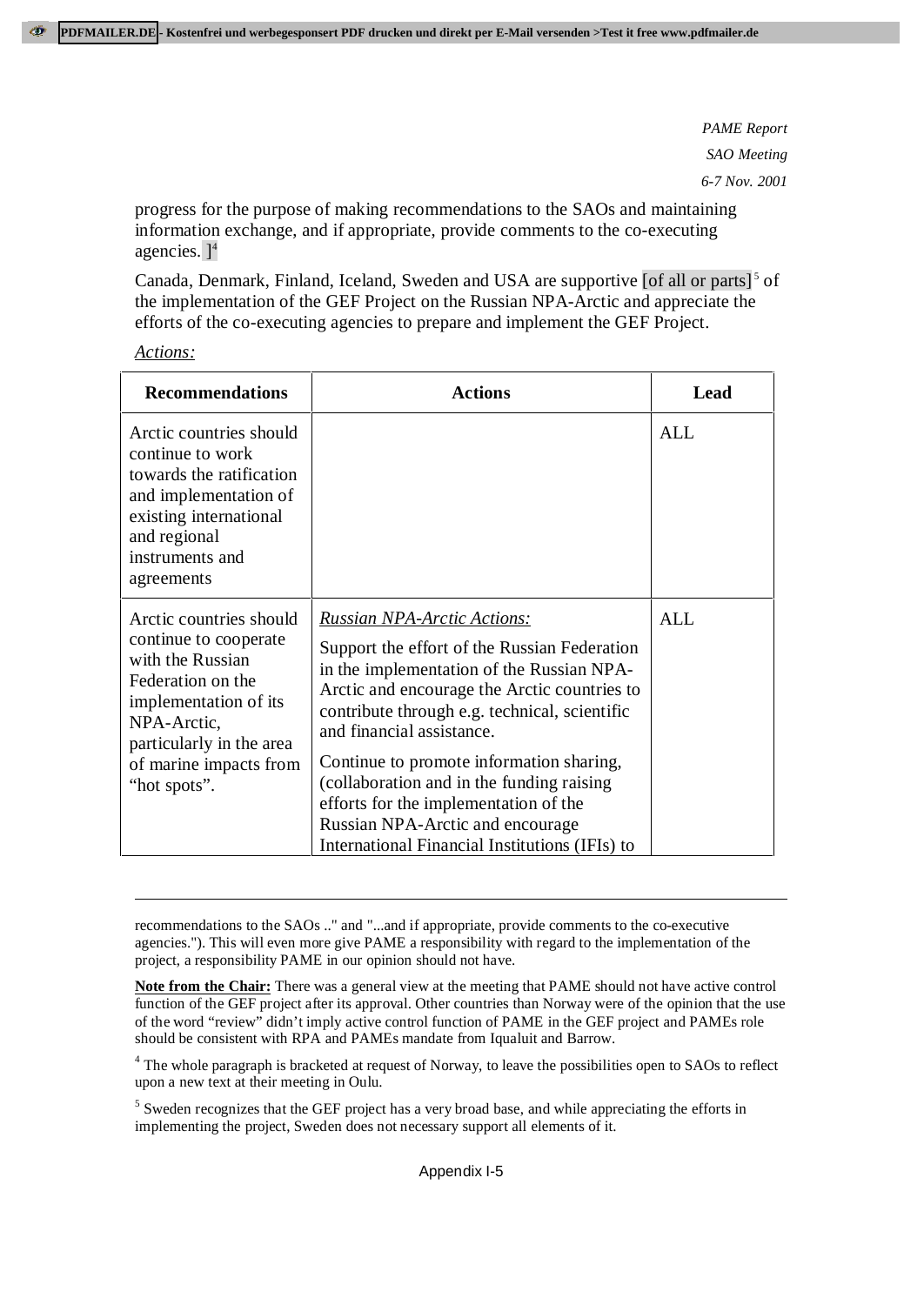progress for the purpose of making recommendations to the SAOs and maintaining information exchange, and if appropriate, provide comments to the co-executing agencies. ][4]

Canada, Denmark, Finland, Iceland, Sweden and USA are supportive [of all or parts][5] of the implementation of the GEF Project on the Russian NPA-Arctic and appreciate the efforts of the co-executing agencies to prepare and implement the GEF Project.

*Actions:*

| Recommendations | Actions | Lead |
|---|---|---|
| Arctic countries should continue to work towards the ratification and implementation of existing international and regional instruments and agreements | | ALL |
| Arctic countries should continue to cooperate with the Russian Federation on the implementation of its NPA-Arctic, particularly in the area of marine impacts from "hot spots". | *Russian NPA-Arctic Actions:* Support the effort of the Russian Federation in the implementation of the Russian NPA-Arctic and encourage the Arctic countries to contribute through e.g. technical, scientific and financial assistance. Continue to promote information sharing, (collaboration and in the funding raising efforts for the implementation of the Russian NPA-Arctic and encourage International Financial Institutions (IFIs) to | ALL |

---

recommendations to the SAOs .." and "...and if appropriate, provide comments to the co-executive agencies."). This will even more give PAME a responsibility with regard to the implementation of the project, a responsibility PAME in our opinion should not have.

**Note from the Chair:** There was a general view at the meeting that PAME should not have active control function of the GEF project after its approval. Other countries than Norway were of the opinion that the use of the word "review" didn't imply active control function of PAME in the GEF project and PAMEs role should be consistent with RPA and PAMEs mandate from Iqualuit and Barrow.

[4] The whole paragraph is bracketed at request of Norway, to leave the possibilities open to SAOs to reflect upon a new text at their meeting in Oulu.

[5] Sweden recognizes that the GEF project has a very broad base, and while appreciating the efforts in implementing the project, Sweden does not necessary support all elements of it.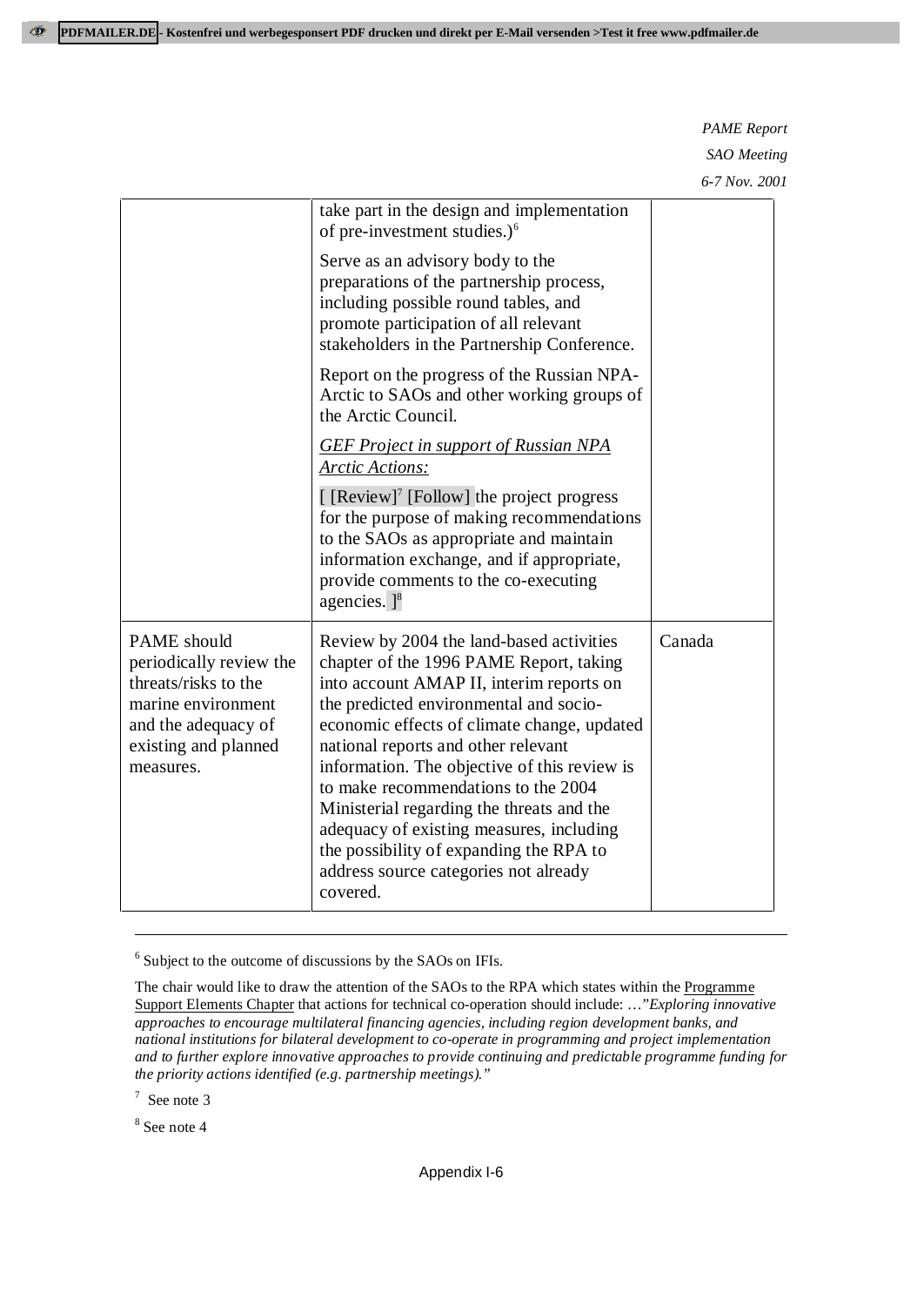| | take part in the design and implementation of pre-investment studies.)[6]<br><br>Serve as an advisory body to the preparations of the partnership process, including possible round tables, and promote participation of all relevant stakeholders in the Partnership Conference.<br><br>Report on the progress of the Russian NPA-Arctic to SAOs and other working groups of the Arctic Council.<br><br>*GEF Project in support of Russian NPA Arctic Actions:*<br><br>[ [Review][7] [Follow] the project progress for the purpose of making recommendations to the SAOs as appropriate and maintain information exchange, and if appropriate, provide comments to the co-executing agencies. ][8] | |
|---|---|---|
| PAME should periodically review the threats/risks to the marine environment and the adequacy of existing and planned measures. | Review by 2004 the land-based activities chapter of the 1996 PAME Report, taking into account AMAP II, interim reports on the predicted environmental and socio-economic effects of climate change, updated national reports and other relevant information. The objective of this review is to make recommendations to the 2004 Ministerial regarding the threats and the adequacy of existing measures, including the possibility of expanding the RPA to address source categories not already covered. | Canada |

[6] Subject to the outcome of discussions by the SAOs on IFIs.

The chair would like to draw the attention of the SAOs to the RPA which states within the Programme Support Elements Chapter that actions for technical co-operation should include: …"*Exploring innovative approaches to encourage multilateral financing agencies, including region development banks, and national institutions for bilateral development to co-operate in programming and project implementation and to further explore innovative approaches to provide continuing and predictable programme funding for the priority actions identified (e.g. partnership meetings).*"

[7] See note 3

[8] See note 4

Appendix I-6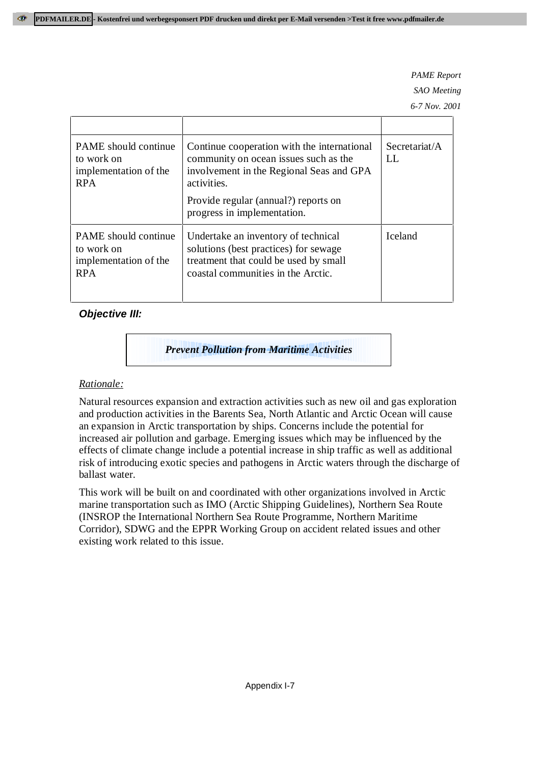| | | |
|---|---|---|
| PAME should continue to work on implementation of the RPA | Continue cooperation with the international community on ocean issues such as the involvement in the Regional Seas and GPA activities.<br><br>Provide regular (annual?) reports on progress in implementation. | Secretariat/ALL |
| PAME should continue to work on implementation of the RPA | Undertake an inventory of technical solutions (best practices) for sewage treatment that could be used by small coastal communities in the Arctic. | Iceland |

***Objective III:***

***Prevent Pollution from Maritime Activities***

*Rationale:*

Natural resources expansion and extraction activities such as new oil and gas exploration and production activities in the Barents Sea, North Atlantic and Arctic Ocean will cause an expansion in Arctic transportation by ships. Concerns include the potential for increased air pollution and garbage. Emerging issues which may be influenced by the effects of climate change include a potential increase in ship traffic as well as additional risk of introducing exotic species and pathogens in Arctic waters through the discharge of ballast water.

This work will be built on and coordinated with other organizations involved in Arctic marine transportation such as IMO (Arctic Shipping Guidelines), Northern Sea Route (INSROP the International Northern Sea Route Programme, Northern Maritime Corridor), SDWG and the EPPR Working Group on accident related issues and other existing work related to this issue.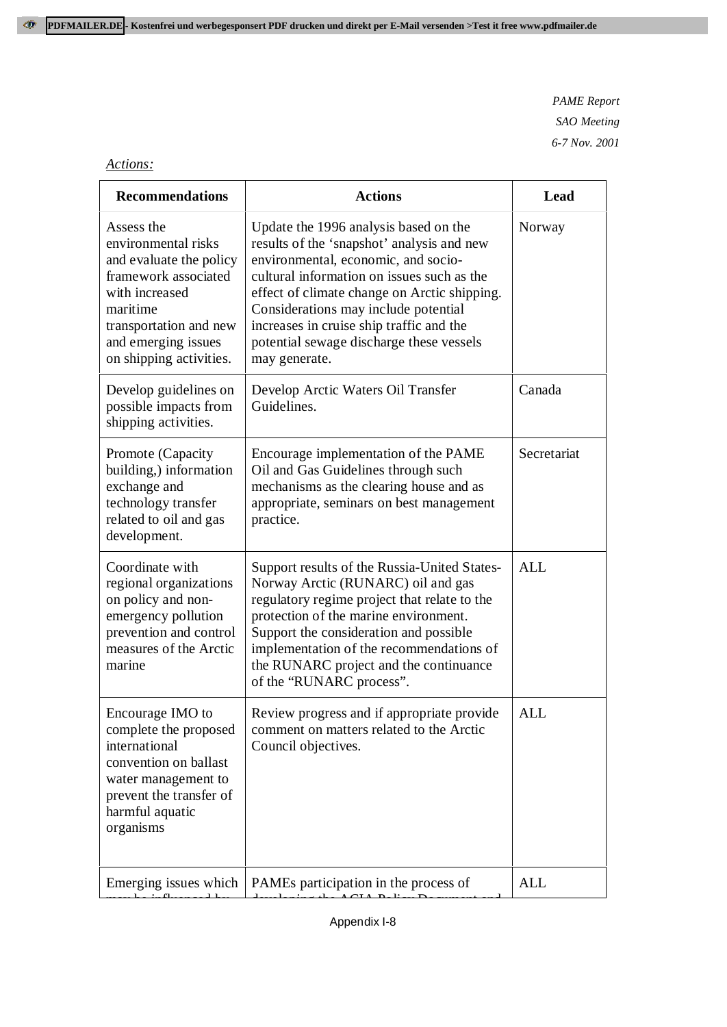*Actions:*

| Recommendations | Actions | Lead |
|---|---|---|
| Assess the environmental risks and evaluate the policy framework associated with increased maritime transportation and new and emerging issues on shipping activities. | Update the 1996 analysis based on the results of the 'snapshot' analysis and new environmental, economic, and socio-cultural information on issues such as the effect of climate change on Arctic shipping. Considerations may include potential increases in cruise ship traffic and the potential sewage discharge these vessels may generate. | Norway |
| Develop guidelines on possible impacts from shipping activities. | Develop Arctic Waters Oil Transfer Guidelines. | Canada |
| Promote (Capacity building,) information exchange and technology transfer related to oil and gas development. | Encourage implementation of the PAME Oil and Gas Guidelines through such mechanisms as the clearing house and as appropriate, seminars on best management practice. | Secretariat |
| Coordinate with regional organizations on policy and non-emergency pollution prevention and control measures of the Arctic marine | Support results of the Russia-United States-Norway Arctic (RUNARC) oil and gas regulatory regime project that relate to the protection of the marine environment. Support the consideration and possible implementation of the recommendations of the RUNARC project and the continuance of the "RUNARC process". | ALL |
| Encourage IMO to complete the proposed international convention on ballast water management to prevent the transfer of harmful aquatic organisms | Review progress and if appropriate provide comment on matters related to the Arctic Council objectives. | ALL |
| Emerging issues which | PAMEs participation in the process of | ALL |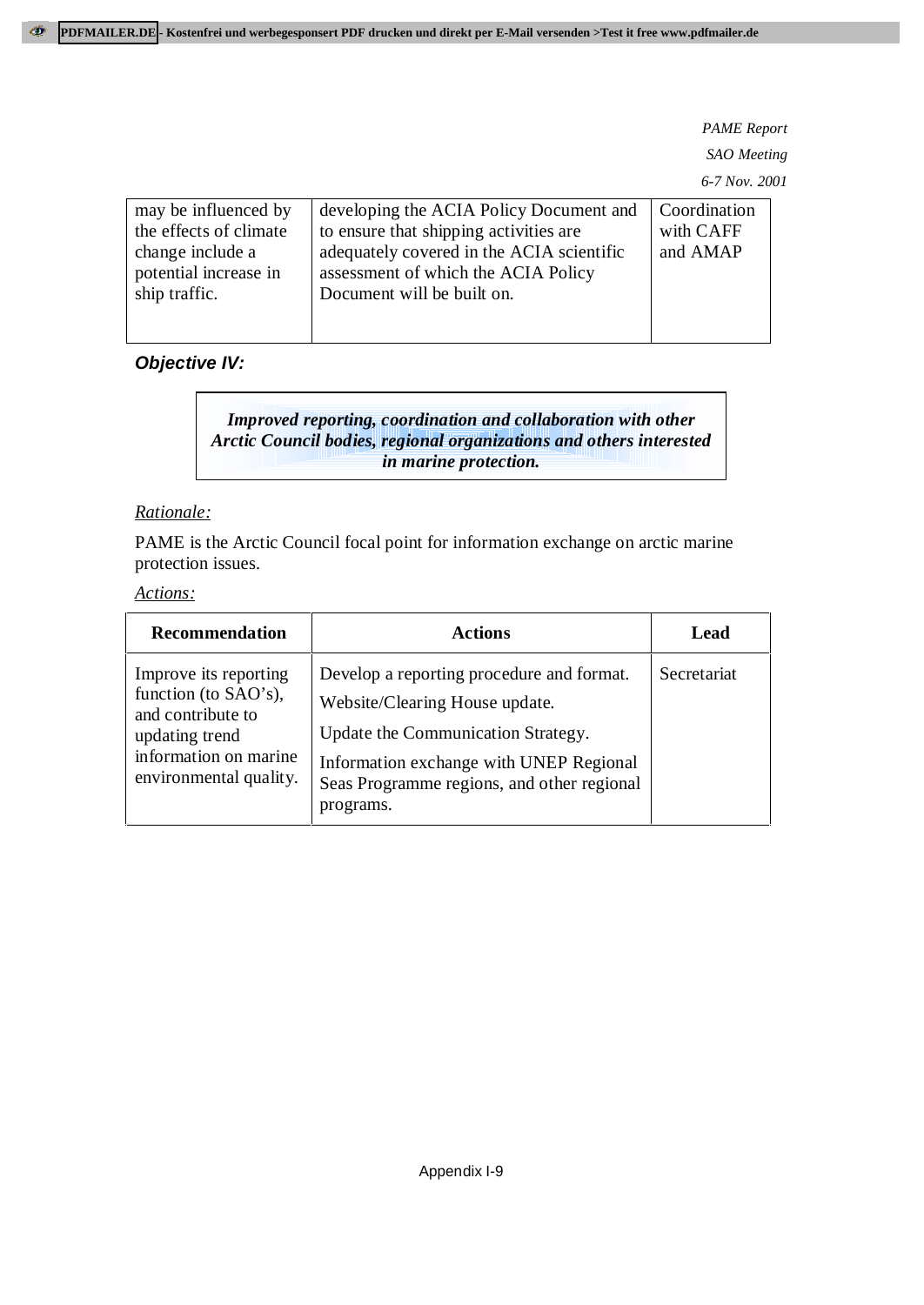| | | |
|---|---|---|
| may be influenced by the effects of climate change include a potential increase in ship traffic. | developing the ACIA Policy Document and to ensure that shipping activities are adequately covered in the ACIA scientific assessment of which the ACIA Policy Document will be built on. | Coordination with CAFF and AMAP |

### *Objective IV:*

***Improved reporting, coordination and collaboration with other Arctic Council bodies, regional organizations and others interested in marine protection.***

*Rationale:*

PAME is the Arctic Council focal point for information exchange on arctic marine protection issues.

*Actions:*

| Recommendation | Actions | Lead |
|---|---|---|
| Improve its reporting function (to SAO's), and contribute to updating trend information on marine environmental quality. | Develop a reporting procedure and format.<br>Website/Clearing House update.<br>Update the Communication Strategy.<br>Information exchange with UNEP Regional Seas Programme regions, and other regional programs. | Secretariat |

Appendix I-9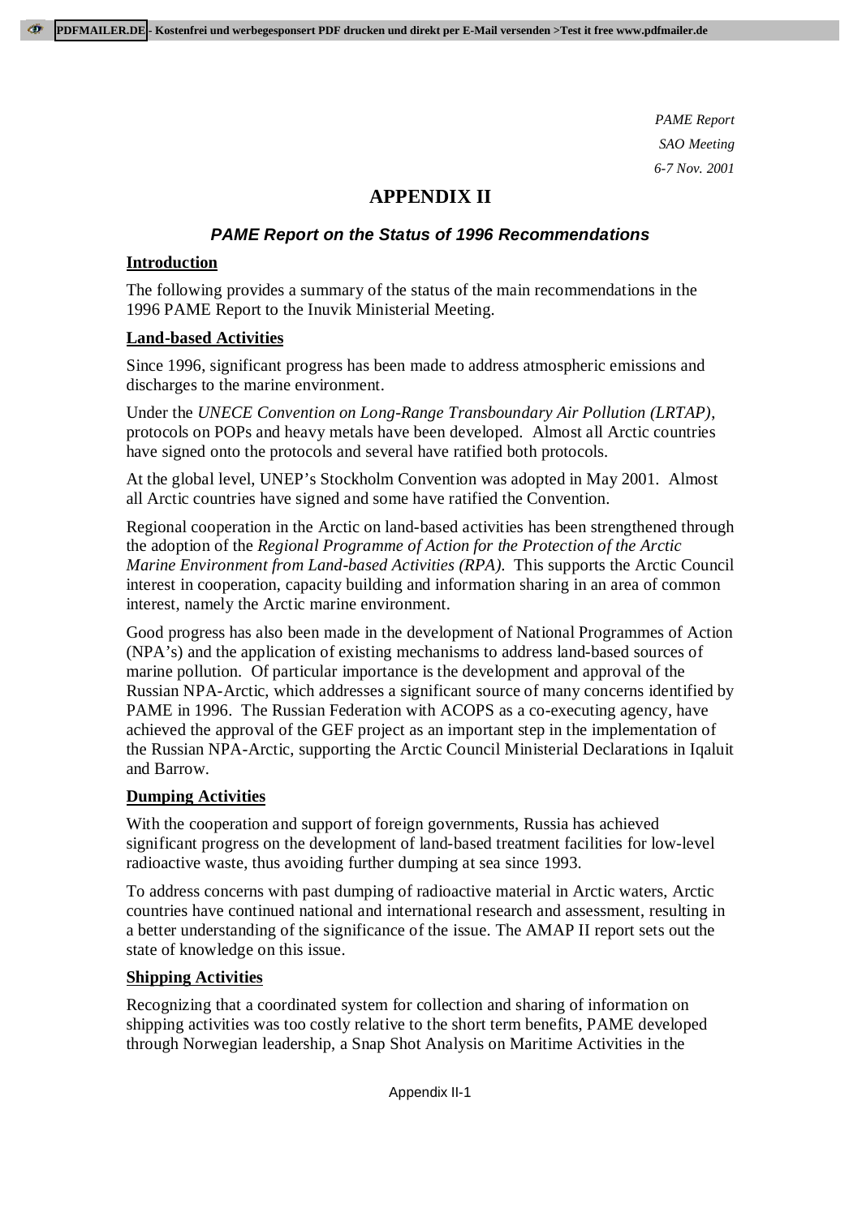*PAME Report*
*SAO Meeting*
*6-7 Nov. 2001*

# APPENDIX II

## *PAME Report on the Status of 1996 Recommendations*

### Introduction

The following provides a summary of the status of the main recommendations in the 1996 PAME Report to the Inuvik Ministerial Meeting.

### Land-based Activities

Since 1996, significant progress has been made to address atmospheric emissions and discharges to the marine environment.

Under the *UNECE Convention on Long-Range Transboundary Air Pollution (LRTAP)*, protocols on POPs and heavy metals have been developed. Almost all Arctic countries have signed onto the protocols and several have ratified both protocols.

At the global level, UNEP's Stockholm Convention was adopted in May 2001. Almost all Arctic countries have signed and some have ratified the Convention.

Regional cooperation in the Arctic on land-based activities has been strengthened through the adoption of the *Regional Programme of Action for the Protection of the Arctic Marine Environment from Land-based Activities (RPA)*. This supports the Arctic Council interest in cooperation, capacity building and information sharing in an area of common interest, namely the Arctic marine environment.

Good progress has also been made in the development of National Programmes of Action (NPA's) and the application of existing mechanisms to address land-based sources of marine pollution. Of particular importance is the development and approval of the Russian NPA-Arctic, which addresses a significant source of many concerns identified by PAME in 1996. The Russian Federation with ACOPS as a co-executing agency, have achieved the approval of the GEF project as an important step in the implementation of the Russian NPA-Arctic, supporting the Arctic Council Ministerial Declarations in Iqaluit and Barrow.

### Dumping Activities

With the cooperation and support of foreign governments, Russia has achieved significant progress on the development of land-based treatment facilities for low-level radioactive waste, thus avoiding further dumping at sea since 1993.

To address concerns with past dumping of radioactive material in Arctic waters, Arctic countries have continued national and international research and assessment, resulting in a better understanding of the significance of the issue. The AMAP II report sets out the state of knowledge on this issue.

### Shipping Activities

Recognizing that a coordinated system for collection and sharing of information on shipping activities was too costly relative to the short term benefits, PAME developed through Norwegian leadership, a Snap Shot Analysis on Maritime Activities in the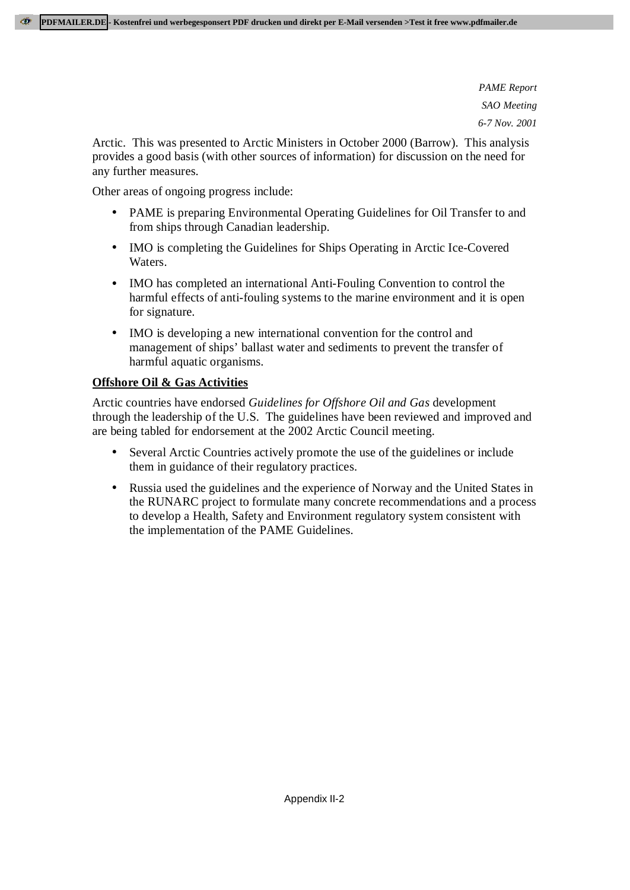Arctic. This was presented to Arctic Ministers in October 2000 (Barrow). This analysis provides a good basis (with other sources of information) for discussion on the need for any further measures.

Other areas of ongoing progress include:

- PAME is preparing Environmental Operating Guidelines for Oil Transfer to and from ships through Canadian leadership.
- IMO is completing the Guidelines for Ships Operating in Arctic Ice-Covered Waters.
- IMO has completed an international Anti-Fouling Convention to control the harmful effects of anti-fouling systems to the marine environment and it is open for signature.
- IMO is developing a new international convention for the control and management of ships' ballast water and sediments to prevent the transfer of harmful aquatic organisms.

**Offshore Oil & Gas Activities**

Arctic countries have endorsed *Guidelines for Offshore Oil and Gas* development through the leadership of the U.S. The guidelines have been reviewed and improved and are being tabled for endorsement at the 2002 Arctic Council meeting.

- Several Arctic Countries actively promote the use of the guidelines or include them in guidance of their regulatory practices.
- Russia used the guidelines and the experience of Norway and the United States in the RUNARC project to formulate many concrete recommendations and a process to develop a Health, Safety and Environment regulatory system consistent with the implementation of the PAME Guidelines.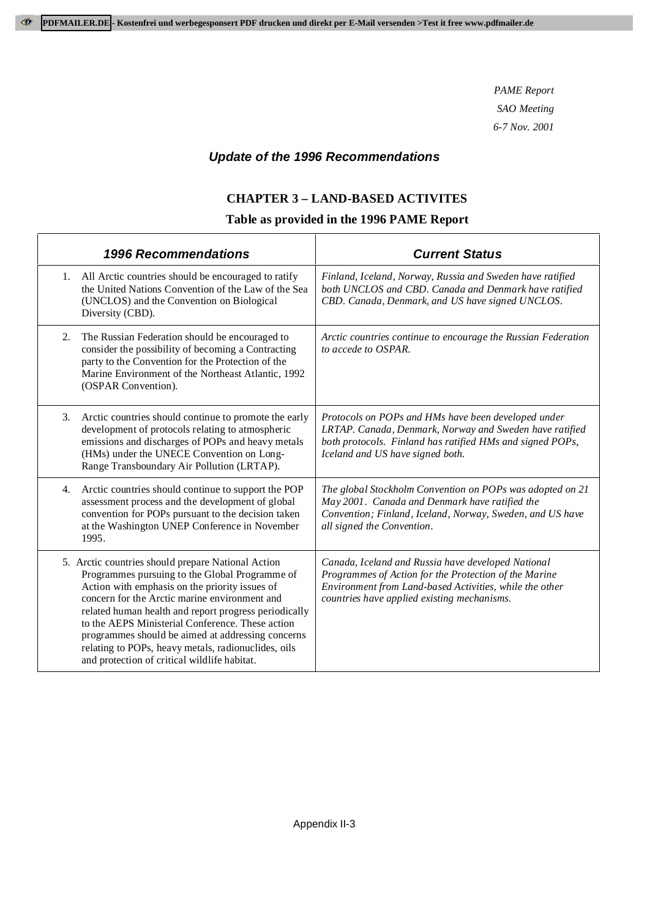*PAME Report*
*SAO Meeting*
*6-7 Nov. 2001*

## *Update of the 1996 Recommendations*

### CHAPTER 3 – LAND-BASED ACTIVITES

### Table as provided in the 1996 PAME Report

| *1996 Recommendations* | *Current Status* |
|---|---|
| 1. All Arctic countries should be encouraged to ratify the United Nations Convention of the Law of the Sea (UNCLOS) and the Convention on Biological Diversity (CBD). | *Finland, Iceland, Norway, Russia and Sweden have ratified both UNCLOS and CBD. Canada and Denmark have ratified CBD. Canada, Denmark, and US have signed UNCLOS.* |
| 2. The Russian Federation should be encouraged to consider the possibility of becoming a Contracting party to the Convention for the Protection of the Marine Environment of the Northeast Atlantic, 1992 (OSPAR Convention). | *Arctic countries continue to encourage the Russian Federation to accede to OSPAR.* |
| 3. Arctic countries should continue to promote the early development of protocols relating to atmospheric emissions and discharges of POPs and heavy metals (HMs) under the UNECE Convention on Long-Range Transboundary Air Pollution (LRTAP). | *Protocols on POPs and HMs have been developed under LRTAP. Canada, Denmark, Norway and Sweden have ratified both protocols. Finland has ratified HMs and signed POPs, Iceland and US have signed both.* |
| 4. Arctic countries should continue to support the POP assessment process and the development of global convention for POPs pursuant to the decision taken at the Washington UNEP Conference in November 1995. | *The global Stockholm Convention on POPs was adopted on 21 May 2001. Canada and Denmark have ratified the Convention; Finland, Iceland, Norway, Sweden, and US have all signed the Convention.* |
| 5. Arctic countries should prepare National Action Programmes pursuing to the Global Programme of Action with emphasis on the priority issues of concern for the Arctic marine environment and related human health and report progress periodically to the AEPS Ministerial Conference. These action programmes should be aimed at addressing concerns relating to POPs, heavy metals, radionuclides, oils and protection of critical wildlife habitat. | *Canada, Iceland and Russia have developed National Programmes of Action for the Protection of the Marine Environment from Land-based Activities, while the other countries have applied existing mechanisms.* |

Appendix II-3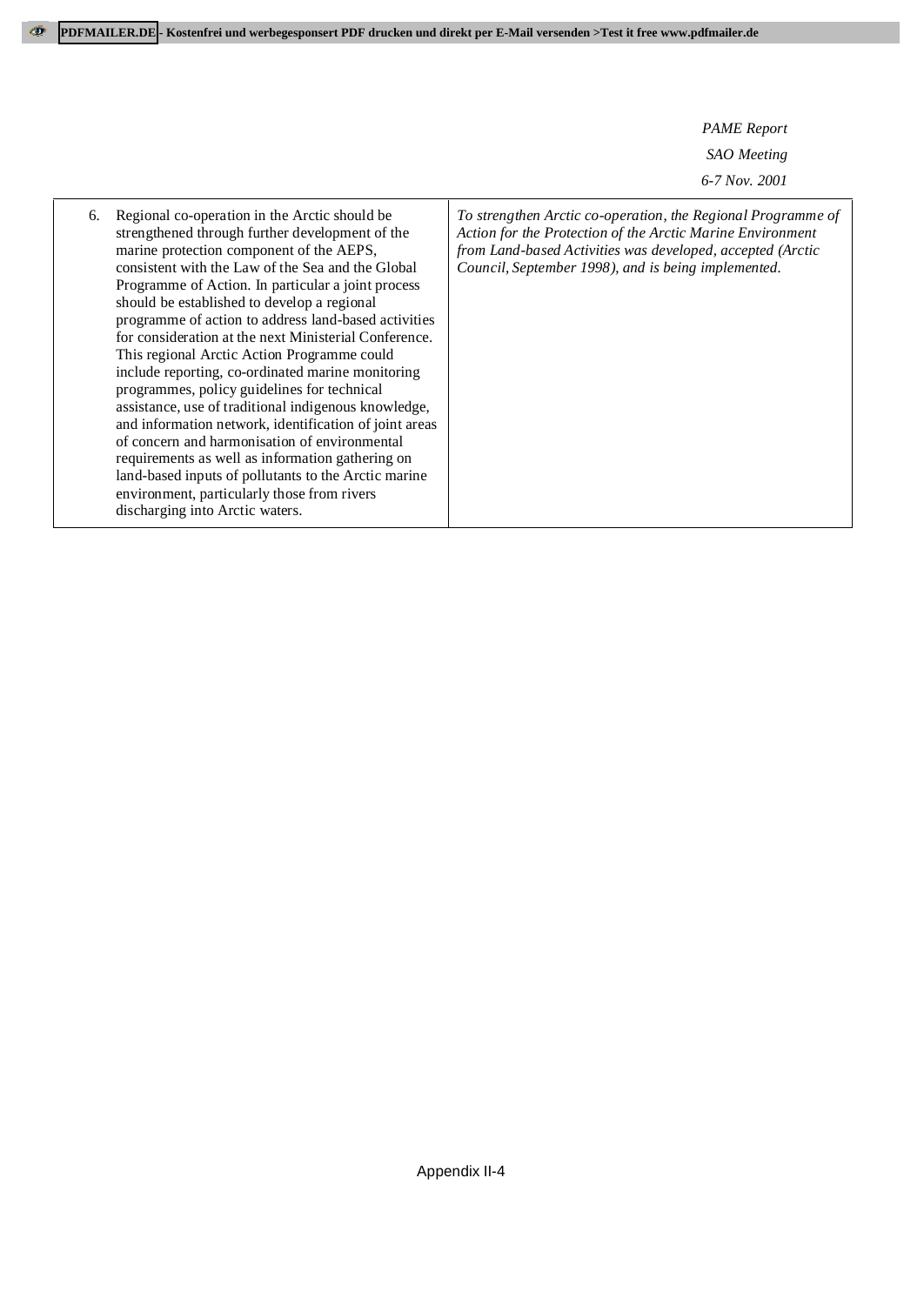| | |
|---|---|
| 6. Regional co-operation in the Arctic should be strengthened through further development of the marine protection component of the AEPS, consistent with the Law of the Sea and the Global Programme of Action. In particular a joint process should be established to develop a regional programme of action to address land-based activities for consideration at the next Ministerial Conference. This regional Arctic Action Programme could include reporting, co-ordinated marine monitoring programmes, policy guidelines for technical assistance, use of traditional indigenous knowledge, and information network, identification of joint areas of concern and harmonisation of environmental requirements as well as information gathering on land-based inputs of pollutants to the Arctic marine environment, particularly those from rivers discharging into Arctic waters. | *To strengthen Arctic co-operation, the Regional Programme of Action for the Protection of the Arctic Marine Environment from Land-based Activities was developed, accepted (Arctic Council, September 1998), and is being implemented.* |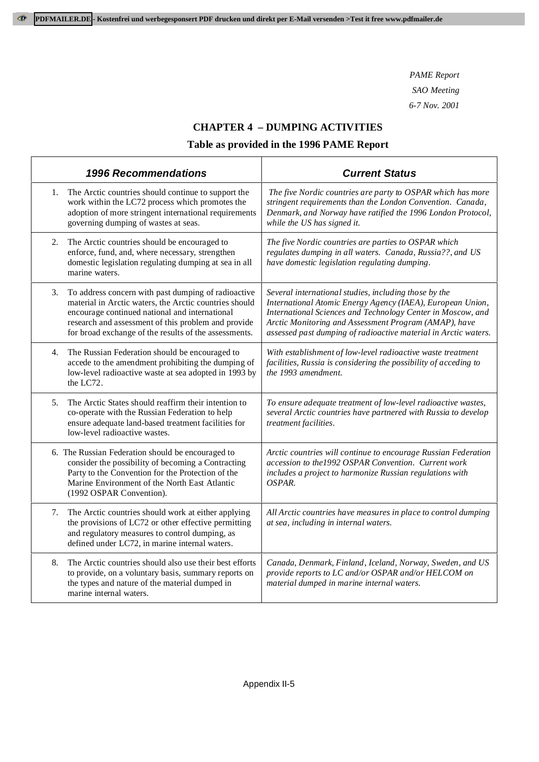*PAME Report*
*SAO Meeting*
*6-7 Nov. 2001*

## CHAPTER 4 – DUMPING ACTIVITIES

### Table as provided in the 1996 PAME Report

| 1996 Recommendations | Current Status |
|---|---|
| 1. The Arctic countries should continue to support the work within the LC72 process which promotes the adoption of more stringent international requirements governing dumping of wastes at seas. | *The five Nordic countries are party to OSPAR which has more stringent requirements than the London Convention. Canada, Denmark, and Norway have ratified the 1996 London Protocol, while the US has signed it.* |
| 2. The Arctic countries should be encouraged to enforce, fund, and, where necessary, strengthen domestic legislation regulating dumping at sea in all marine waters. | *The five Nordic countries are parties to OSPAR which regulates dumping in all waters. Canada, Russia??, and US have domestic legislation regulating dumping.* |
| 3. To address concern with past dumping of radioactive material in Arctic waters, the Arctic countries should encourage continued national and international research and assessment of this problem and provide for broad exchange of the results of the assessments. | *Several international studies, including those by the International Atomic Energy Agency (IAEA), European Union, International Sciences and Technology Center in Moscow, and Arctic Monitoring and Assessment Program (AMAP), have assessed past dumping of radioactive material in Arctic waters.* |
| 4. The Russian Federation should be encouraged to accede to the amendment prohibiting the dumping of low-level radioactive waste at sea adopted in 1993 by the LC72. | *With establishment of low-level radioactive waste treatment facilities, Russia is considering the possibility of acceding to the 1993 amendment.* |
| 5. The Arctic States should reaffirm their intention to co-operate with the Russian Federation to help ensure adequate land-based treatment facilities for low-level radioactive wastes. | *To ensure adequate treatment of low-level radioactive wastes, several Arctic countries have partnered with Russia to develop treatment facilities.* |
| 6. The Russian Federation should be encouraged to consider the possibility of becoming a Contracting Party to the Convention for the Protection of the Marine Environment of the North East Atlantic (1992 OSPAR Convention). | *Arctic countries will continue to encourage Russian Federation accession to the1992 OSPAR Convention. Current work includes a project to harmonize Russian regulations with OSPAR.* |
| 7. The Arctic countries should work at either applying the provisions of LC72 or other effective permitting and regulatory measures to control dumping, as defined under LC72, in marine internal waters. | *All Arctic countries have measures in place to control dumping at sea, including in internal waters.* |
| 8. The Arctic countries should also use their best efforts to provide, on a voluntary basis, summary reports on the types and nature of the material dumped in marine internal waters. | *Canada, Denmark, Finland, Iceland, Norway, Sweden, and US provide reports to LC and/or OSPAR and/or HELCOM on material dumped in marine internal waters.* |

Appendix II-5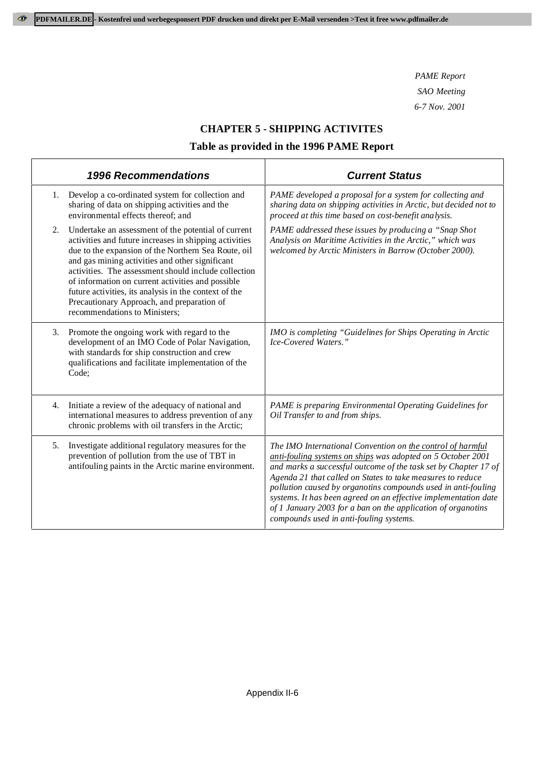*PAME Report*
*SAO Meeting*
*6-7 Nov. 2001*

## CHAPTER 5 - SHIPPING ACTIVITES

### Table as provided in the 1996 PAME Report

| 1996 Recommendations | Current Status |
|---|---|
| 1. Develop a co-ordinated system for collection and sharing of data on shipping activities and the environmental effects thereof; and | *PAME developed a proposal for a system for collecting and sharing data on shipping activities in Arctic, but decided not to proceed at this time based on cost-benefit analysis.* |
| 2. Undertake an assessment of the potential of current activities and future increases in shipping activities due to the expansion of the Northern Sea Route, oil and gas mining activities and other significant activities. The assessment should include collection of information on current activities and possible future activities, its analysis in the context of the Precautionary Approach, and preparation of recommendations to Ministers; | *PAME addressed these issues by producing a "Snap Shot Analysis on Maritime Activities in the Arctic," which was welcomed by Arctic Ministers in Barrow (October 2000).* |
| 3. Promote the ongoing work with regard to the development of an IMO Code of Polar Navigation, with standards for ship construction and crew qualifications and facilitate implementation of the Code; | *IMO is completing "Guidelines for Ships Operating in Arctic Ice-Covered Waters."* |
| 4. Initiate a review of the adequacy of national and international measures to address prevention of any chronic problems with oil transfers in the Arctic; | *PAME is preparing Environmental Operating Guidelines for Oil Transfer to and from ships.* |
| 5. Investigate additional regulatory measures for the prevention of pollution from the use of TBT in antifouling paints in the Arctic marine environment. | *The IMO International Convention on the control of harmful anti-fouling systems on ships was adopted on 5 October 2001 and marks a successful outcome of the task set by Chapter 17 of Agenda 21 that called on States to take measures to reduce pollution caused by organotins compounds used in anti-fouling systems. It has been agreed on an effective implementation date of 1 January 2003 for a ban on the application of organotins compounds used in anti-fouling systems.* |

Appendix II-6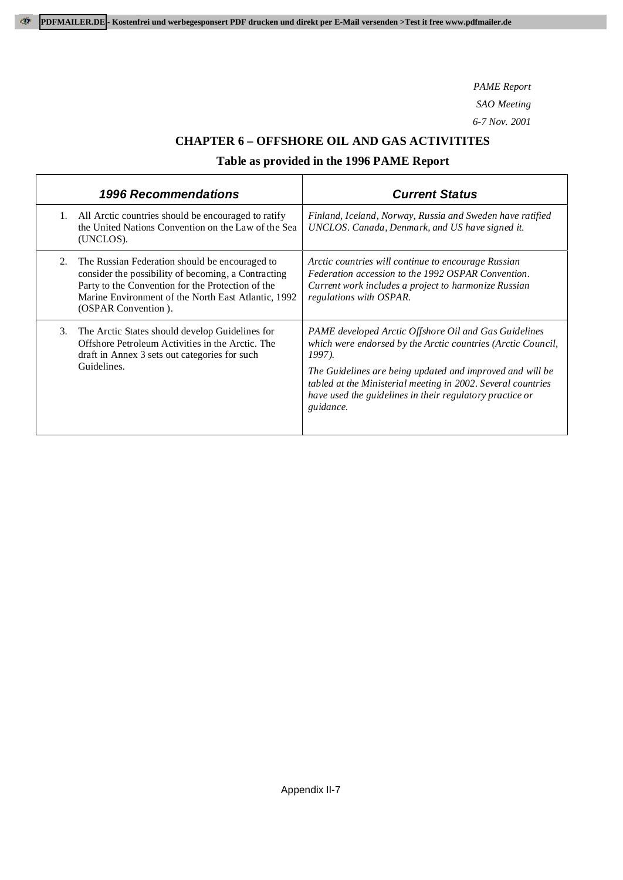*PAME Report*

*SAO Meeting*

*6-7 Nov. 2001*

## CHAPTER 6 – OFFSHORE OIL AND GAS ACTIVITITES

### Table as provided in the 1996 PAME Report

| ***1996 Recommendations*** | ***Current Status*** |
|---|---|
| 1. All Arctic countries should be encouraged to ratify the United Nations Convention on the Law of the Sea (UNCLOS). | *Finland, Iceland, Norway, Russia and Sweden have ratified UNCLOS. Canada, Denmark, and US have signed it.* |
| 2. The Russian Federation should be encouraged to consider the possibility of becoming, a Contracting Party to the Convention for the Protection of the Marine Environment of the North East Atlantic, 1992 (OSPAR Convention ). | *Arctic countries will continue to encourage Russian Federation accession to the 1992 OSPAR Convention. Current work includes a project to harmonize Russian regulations with OSPAR.* |
| 3. The Arctic States should develop Guidelines for Offshore Petroleum Activities in the Arctic. The draft in Annex 3 sets out categories for such Guidelines. | *PAME developed Arctic Offshore Oil and Gas Guidelines which were endorsed by the Arctic countries (Arctic Council, 1997).* <br><br> *The Guidelines are being updated and improved and will be tabled at the Ministerial meeting in 2002. Several countries have used the guidelines in their regulatory practice or guidance.* |

Appendix II-7